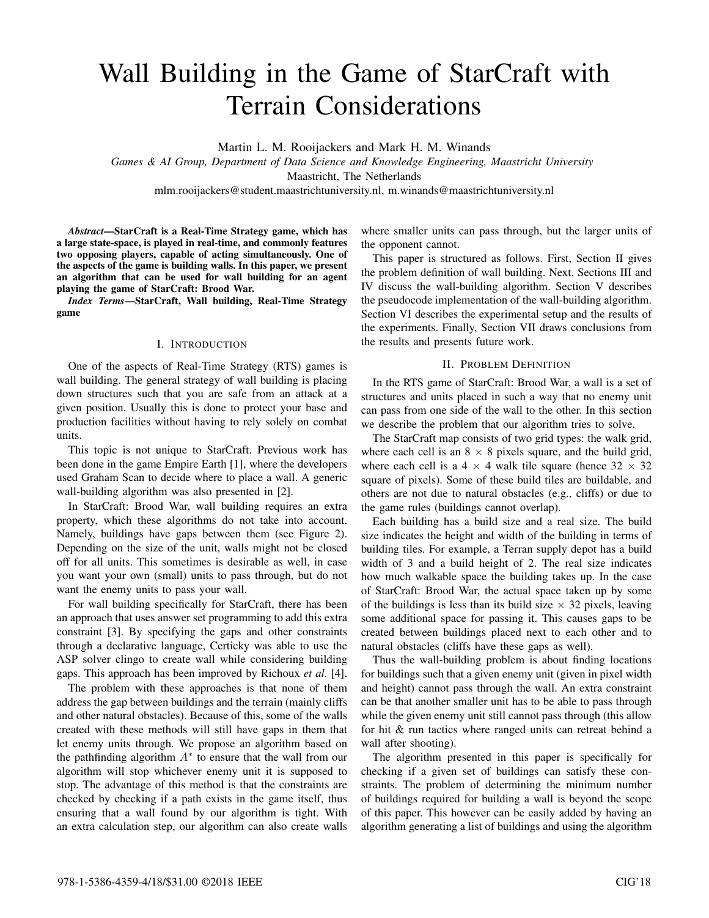# Wall Building in the Game of StarCraft with Terrain Considerations

Martin L. M. Rooijackers and Mark H. M. Winands

*Games & AI Group, Department of Data Science and Knowledge Engineering, Maastricht University*

Maastricht, The Netherlands

mlm.rooijackers@student.maastrichtuniversity.nl, m.winands@maastrichtuniversity.nl

***Abstract*—StarCraft is a Real-Time Strategy game, which has a large state-space, is played in real-time, and commonly features two opposing players, capable of acting simultaneously. One of the aspects of the game is building walls. In this paper, we present an algorithm that can be used for wall building for an agent playing the game of StarCraft: Brood War.**

***Index Terms*—StarCraft, Wall building, Real-Time Strategy game**

## I. Introduction

One of the aspects of Real-Time Strategy (RTS) games is wall building. The general strategy of wall building is placing down structures such that you are safe from an attack at a given position. Usually this is done to protect your base and production facilities without having to rely solely on combat units.

This topic is not unique to StarCraft. Previous work has been done in the game Empire Earth [1], where the developers used Graham Scan to decide where to place a wall. A generic wall-building algorithm was also presented in [2].

In StarCraft: Brood War, wall building requires an extra property, which these algorithms do not take into account. Namely, buildings have gaps between them (see Figure 2). Depending on the size of the unit, walls might not be closed off for all units. This sometimes is desirable as well, in case you want your own (small) units to pass through, but do not want the enemy units to pass your wall.

For wall building specifically for StarCraft, there has been an approach that uses answer set programming to add this extra constraint [3]. By specifying the gaps and other constraints through a declarative language, Certicky was able to use the ASP solver clingo to create wall while considering building gaps. This approach has been improved by Richoux *et al.* [4].

The problem with these approaches is that none of them address the gap between buildings and the terrain (mainly cliffs and other natural obstacles). Because of this, some of the walls created with these methods will still have gaps in them that let enemy units through. We propose an algorithm based on the pathfinding algorithm $A^*$ to ensure that the wall from our algorithm will stop whichever enemy unit it is supposed to stop. The advantage of this method is that the constraints are checked by checking if a path exists in the game itself, thus ensuring that a wall found by our algorithm is tight. With an extra calculation step, our algorithm can also create walls where smaller units can pass through, but the larger units of the opponent cannot.

This paper is structured as follows. First, Section II gives the problem definition of wall building. Next, Sections III and IV discuss the wall-building algorithm. Section V describes the pseudocode implementation of the wall-building algorithm. Section VI describes the experimental setup and the results of the experiments. Finally, Section VII draws conclusions from the results and presents future work.

## II. Problem Definition

In the RTS game of StarCraft: Brood War, a wall is a set of structures and units placed in such a way that no enemy unit can pass from one side of the wall to the other. In this section we describe the problem that our algorithm tries to solve.

The StarCraft map consists of two grid types: the walk grid, where each cell is an $8 \times 8$ pixels square, and the build grid, where each cell is a $4 \times 4$ walk tile square (hence $32 \times 32$ square of pixels). Some of these build tiles are buildable, and others are not due to natural obstacles (e.g., cliffs) or due to the game rules (buildings cannot overlap).

Each building has a build size and a real size. The build size indicates the height and width of the building in terms of building tiles. For example, a Terran supply depot has a build width of 3 and a build height of 2. The real size indicates how much walkable space the building takes up. In the case of StarCraft: Brood War, the actual space taken up by some of the buildings is less than its build size $\times$ 32 pixels, leaving some additional space for passing it. This causes gaps to be created between buildings placed next to each other and to natural obstacles (cliffs have these gaps as well).

Thus the wall-building problem is about finding locations for buildings such that a given enemy unit (given in pixel width and height) cannot pass through the wall. An extra constraint can be that another smaller unit has to be able to pass through while the given enemy unit still cannot pass through (this allow for hit & run tactics where ranged units can retreat behind a wall after shooting).

The algorithm presented in this paper is specifically for checking if a given set of buildings can satisfy these constraints. The problem of determining the minimum number of buildings required for building a wall is beyond the scope of this paper. This however can be easily added by having an algorithm generating a list of buildings and using the algorithm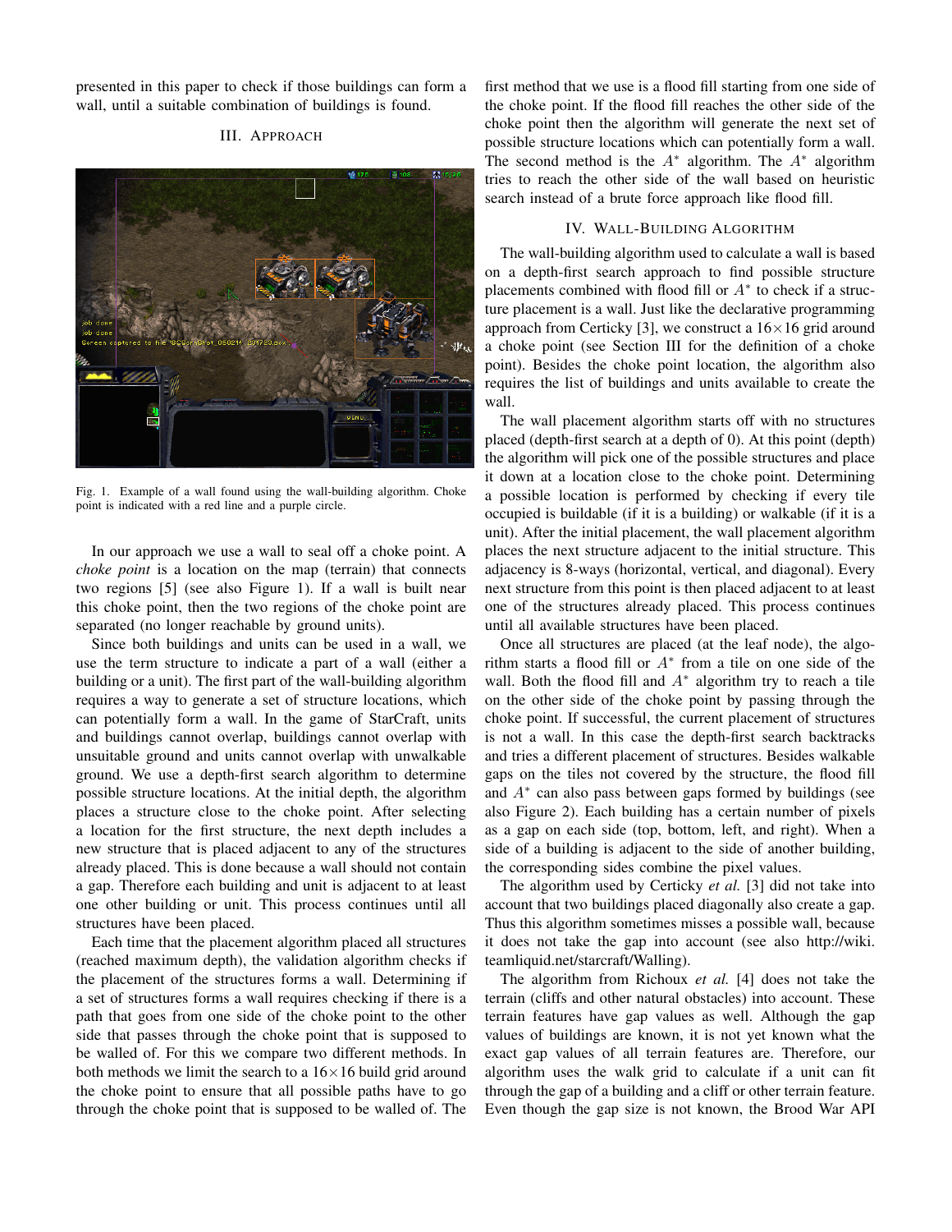presented in this paper to check if those buildings can form a wall, until a suitable combination of buildings is found.

## III. Approach

Fig. 1. Example of a wall found using the wall-building algorithm. Choke point is indicated with a red line and a purple circle.

In our approach we use a wall to seal off a choke point. A *choke point* is a location on the map (terrain) that connects two regions [5] (see also Figure 1). If a wall is built near this choke point, then the two regions of the choke point are separated (no longer reachable by ground units).

Since both buildings and units can be used in a wall, we use the term structure to indicate a part of a wall (either a building or a unit). The first part of the wall-building algorithm requires a way to generate a set of structure locations, which can potentially form a wall. In the game of StarCraft, units and buildings cannot overlap, buildings cannot overlap with unsuitable ground and units cannot overlap with unwalkable ground. We use a depth-first search algorithm to determine possible structure locations. At the initial depth, the algorithm places a structure close to the choke point. After selecting a location for the first structure, the next depth includes a new structure that is placed adjacent to any of the structures already placed. This is done because a wall should not contain a gap. Therefore each building and unit is adjacent to at least one other building or unit. This process continues until all structures have been placed.

Each time that the placement algorithm placed all structures (reached maximum depth), the validation algorithm checks if the placement of the structures forms a wall. Determining if a set of structures forms a wall requires checking if there is a path that goes from one side of the choke point to the other side that passes through the choke point that is supposed to be walled of. For this we compare two different methods. In both methods we limit the search to a $16\times16$ build grid around the choke point to ensure that all possible paths have to go through the choke point that is supposed to be walled of. The first method that we use is a flood fill starting from one side of the choke point. If the flood fill reaches the other side of the choke point then the algorithm will generate the next set of possible structure locations which can potentially form a wall. The second method is the $A^*$ algorithm. The $A^*$ algorithm tries to reach the other side of the wall based on heuristic search instead of a brute force approach like flood fill.

## IV. Wall-Building Algorithm

The wall-building algorithm used to calculate a wall is based on a depth-first search approach to find possible structure placements combined with flood fill or $A^*$ to check if a structure placement is a wall. Just like the declarative programming approach from Certicky [3], we construct a $16\times16$ grid around a choke point (see Section III for the definition of a choke point). Besides the choke point location, the algorithm also requires the list of buildings and units available to create the wall.

The wall placement algorithm starts off with no structures placed (depth-first search at a depth of 0). At this point (depth) the algorithm will pick one of the possible structures and place it down at a location close to the choke point. Determining a possible location is performed by checking if every tile occupied is buildable (if it is a building) or walkable (if it is a unit). After the initial placement, the wall placement algorithm places the next structure adjacent to the initial structure. This adjacency is 8-ways (horizontal, vertical, and diagonal). Every next structure from this point is then placed adjacent to at least one of the structures already placed. This process continues until all available structures have been placed.

Once all structures are placed (at the leaf node), the algorithm starts a flood fill or $A^*$ from a tile on one side of the wall. Both the flood fill and $A^*$ algorithm try to reach a tile on the other side of the choke point by passing through the choke point. If successful, the current placement of structures is not a wall. In this case the depth-first search backtracks and tries a different placement of structures. Besides walkable gaps on the tiles not covered by the structure, the flood fill and $A^*$ can also pass between gaps formed by buildings (see also Figure 2). Each building has a certain number of pixels as a gap on each side (top, bottom, left, and right). When a side of a building is adjacent to the side of another building, the corresponding sides combine the pixel values.

The algorithm used by Certicky *et al.* [3] did not take into account that two buildings placed diagonally also create a gap. Thus this algorithm sometimes misses a possible wall, because it does not take the gap into account (see also http://wiki.teamliquid.net/starcraft/Walling).

The algorithm from Richoux *et al.* [4] does not take the terrain (cliffs and other natural obstacles) into account. These terrain features have gap values as well. Although the gap values of buildings are known, it is not yet known what the exact gap values of all terrain features are. Therefore, our algorithm uses the walk grid to calculate if a unit can fit through the gap of a building and a cliff or other terrain feature. Even though the gap size is not known, the Brood War API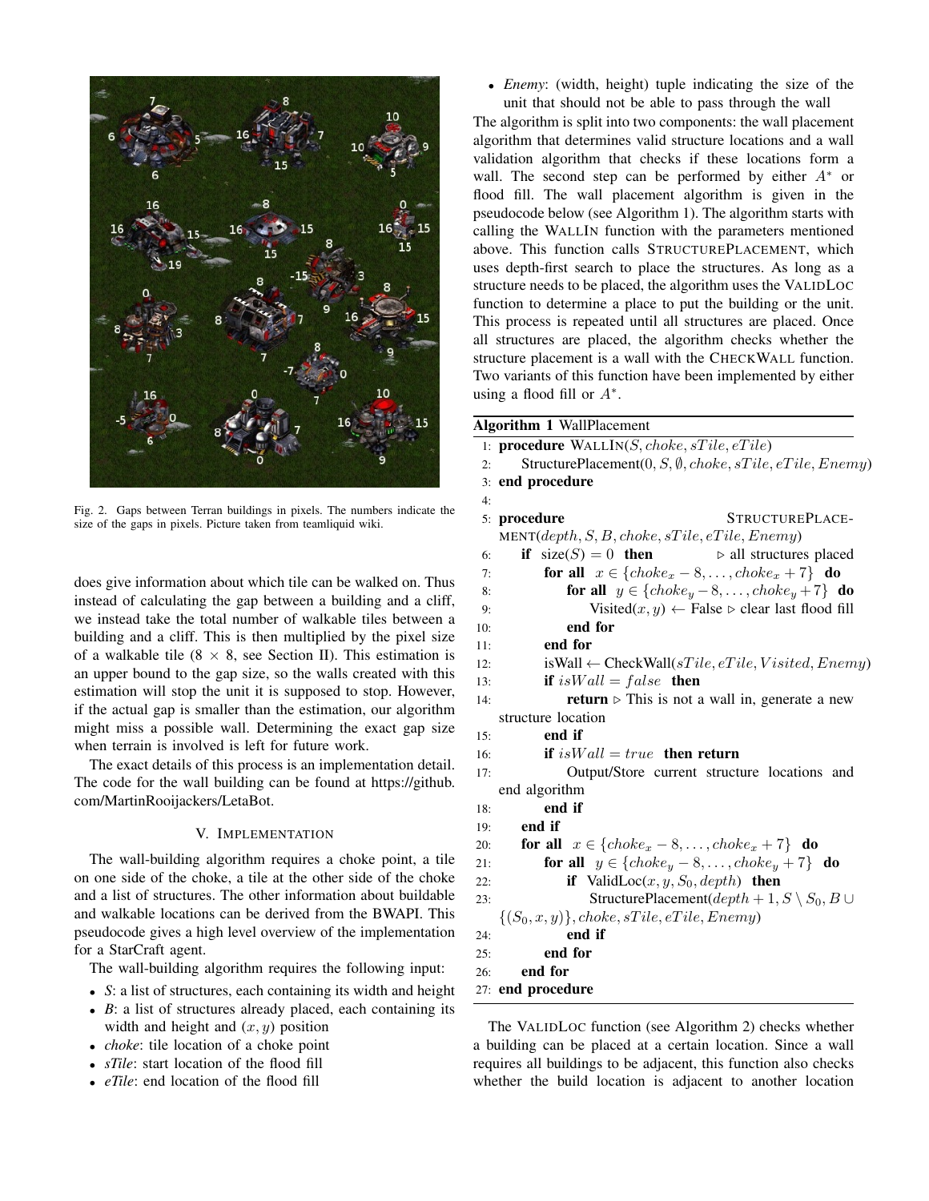Fig. 2. Gaps between Terran buildings in pixels. The numbers indicate the size of the gaps in pixels. Picture taken from teamliquid wiki.

does give information about which tile can be walked on. Thus instead of calculating the gap between a building and a cliff, we instead take the total number of walkable tiles between a building and a cliff. This is then multiplied by the pixel size of a walkable tile ($8 \times 8$, see Section II). This estimation is an upper bound to the gap size, so the walls created with this estimation will stop the unit it is supposed to stop. However, if the actual gap is smaller than the estimation, our algorithm might miss a possible wall. Determining the exact gap size when terrain is involved is left for future work.

The exact details of this process is an implementation detail. The code for the wall building can be found at https://github.com/MartinRooijackers/LetaBot.

## V. Implementation

The wall-building algorithm requires a choke point, a tile on one side of the choke, a tile at the other side of the choke and a list of structures. The other information about buildable and walkable locations can be derived from the BWAPI. This pseudocode gives a high level overview of the implementation for a StarCraft agent.

The wall-building algorithm requires the following input:

- *S*: a list of structures, each containing its width and height
- *B*: a list of structures already placed, each containing its width and height and $(x, y)$ position
- *choke*: tile location of a choke point
- *sTile*: start location of the flood fill
- *eTile*: end location of the flood fill
- *Enemy*: (width, height) tuple indicating the size of the unit that should not be able to pass through the wall

The algorithm is split into two components: the wall placement algorithm that determines valid structure locations and a wall validation algorithm that checks if these locations form a wall. The second step can be performed by either $A^*$ or flood fill. The wall placement algorithm is given in the pseudocode below (see Algorithm 1). The algorithm starts with calling the WallIn function with the parameters mentioned above. This function calls StructurePlacement, which uses depth-first search to place the structures. As long as a structure needs to be placed, the algorithm uses the ValidLoc function to determine a place to put the building or the unit. This process is repeated until all structures are placed. Once all structures are placed, the algorithm checks whether the structure placement is a wall with the CheckWall function. Two variants of this function have been implemented by either using a flood fill or $A^*$.

**Algorithm 1** WallPlacement

```
1: procedure WallIn(S, choke, sTile, eTile)
2:     StructurePlacement(0, S, ∅, choke, sTile, eTile, Enemy)
3: end procedure
4:
5: procedure StructurePlacement(depth, S, B, choke, sTile, eTile, Enemy)
6:     if size(S) = 0 then                          ▷ all structures placed
7:         for all x ∈ {choke_x − 8, ..., choke_x + 7} do
8:             for all y ∈ {choke_y − 8, ..., choke_y + 7} do
9:                 Visited(x, y) ← False ▷ clear last flood fill
10:            end for
11:        end for
12:        isWall ← CheckWall(sTile, eTile, Visited, Enemy)
13:        if isWall = false then
14:            return ▷ This is not a wall in, generate a new structure location
15:        end if
16:        if isWall = true then return
17:            Output/Store current structure locations and end algorithm
18:        end if
19:    end if
20:    for all x ∈ {choke_x − 8, ..., choke_x + 7} do
21:        for all y ∈ {choke_y − 8, ..., choke_y + 7} do
22:            if ValidLoc(x, y, S_0, depth) then
23:                StructurePlacement(depth + 1, S \ S_0, B ∪ {(S_0, x, y)}, choke, sTile, eTile, Enemy)
24:            end if
25:        end for
26:    end for
27: end procedure
```

The ValidLoc function (see Algorithm 2) checks whether a building can be placed at a certain location. Since a wall requires all buildings to be adjacent, this function also checks whether the build location is adjacent to another location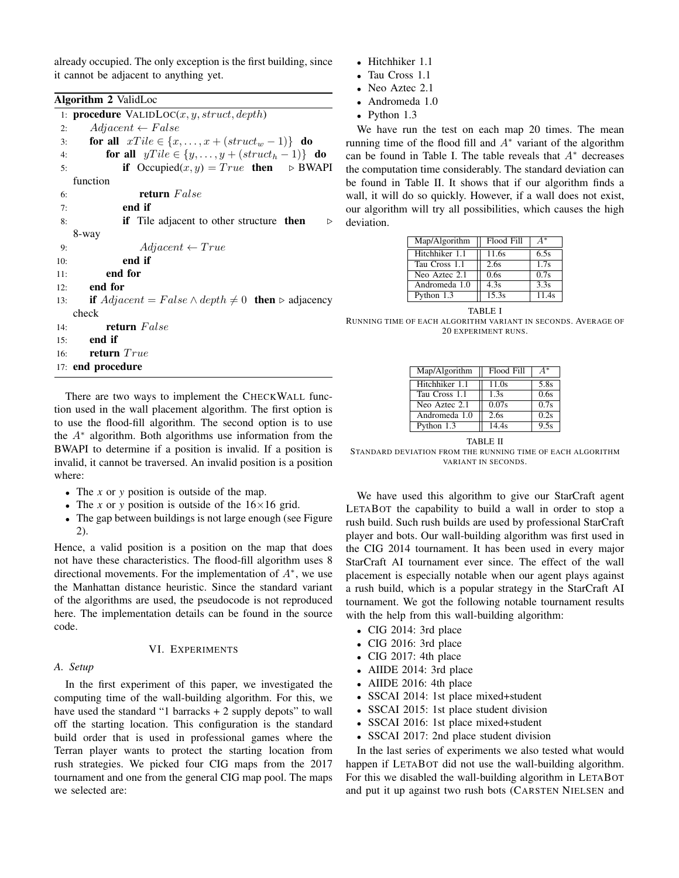already occupied. The only exception is the first building, since it cannot be adjacent to anything yet.

**Algorithm 2** ValidLoc

```
1:  procedure VALIDLOC(x, y, struct, depth)
2:      Adjacent ← False
3:      for all xTile ∈ {x, ..., x + (struct_w − 1)} do
4:          for all yTile ∈ {y, ..., y + (struct_h − 1)} do
5:              if Occupied(x, y) = True then        ▷ BWAPI function
6:                  return False
7:              end if
8:              if Tile adjacent to other structure then    ▷ 8-way
9:                  Adjacent ← True
10:             end if
11:         end for
12:     end for
13:     if Adjacent = False ∧ depth ≠ 0 then ▷ adjacency check
14:         return False
15:     end if
16:     return True
17: end procedure
```

There are two ways to implement the CHECKWALL function used in the wall placement algorithm. The first option is to use the flood-fill algorithm. The second option is to use the $A^*$ algorithm. Both algorithms use information from the BWAPI to determine if a position is invalid. If a position is invalid, it cannot be traversed. An invalid position is a position where:

- The *x* or *y* position is outside of the map.
- The *x* or *y* position is outside of the 16×16 grid.
- The gap between buildings is not large enough (see Figure 2).

Hence, a valid position is a position on the map that does not have these characteristics. The flood-fill algorithm uses 8 directional movements. For the implementation of $A^*$, we use the Manhattan distance heuristic. Since the standard variant of the algorithms are used, the pseudocode is not reproduced here. The implementation details can be found in the source code.

## VI. EXPERIMENTS

### A. Setup

In the first experiment of this paper, we investigated the computing time of the wall-building algorithm. For this, we have used the standard "1 barracks + 2 supply depots" to wall off the starting location. This configuration is the standard build order that is used in professional games where the Terran player wants to protect the starting location from rush strategies. We picked four CIG maps from the 2017 tournament and one from the general CIG map pool. The maps we selected are:

- Hitchhiker 1.1
- Tau Cross 1.1
- Neo Aztec 2.1
- Andromeda 1.0
- Python 1.3

We have run the test on each map 20 times. The mean running time of the flood fill and $A^*$ variant of the algorithm can be found in Table I. The table reveals that $A^*$ decreases the computation time considerably. The standard deviation can be found in Table II. It shows that if our algorithm finds a wall, it will do so quickly. However, if a wall does not exist, our algorithm will try all possibilities, which causes the high deviation.

| Map/Algorithm | Flood Fill | $A^*$ |
|---|---|---|
| Hitchhiker 1.1 | 11.6s | 6.5s |
| Tau Cross 1.1 | 2.6s | 1.7s |
| Neo Aztec 2.1 | 0.6s | 0.7s |
| Andromeda 1.0 | 4.3s | 3.3s |
| Python 1.3 | 15.3s | 11.4s |

TABLE I
RUNNING TIME OF EACH ALGORITHM VARIANT IN SECONDS. AVERAGE OF 20 EXPERIMENT RUNS.

| Map/Algorithm | Flood Fill | $A^*$ |
|---|---|---|
| Hitchhiker 1.1 | 11.0s | 5.8s |
| Tau Cross 1.1 | 1.3s | 0.6s |
| Neo Aztec 2.1 | 0.07s | 0.7s |
| Andromeda 1.0 | 2.6s | 0.2s |
| Python 1.3 | 14.4s | 9.5s |

TABLE II
STANDARD DEVIATION FROM THE RUNNING TIME OF EACH ALGORITHM VARIANT IN SECONDS.

We have used this algorithm to give our StarCraft agent LETABOT the capability to build a wall in order to stop a rush build. Such rush builds are used by professional StarCraft player and bots. Our wall-building algorithm was first used in the CIG 2014 tournament. It has been used in every major StarCraft AI tournament ever since. The effect of the wall placement is especially notable when our agent plays against a rush build, which is a popular strategy in the StarCraft AI tournament. We got the following notable tournament results with the help from this wall-building algorithm:

- CIG 2014: 3rd place
- CIG 2016: 3rd place
- CIG 2017: 4th place
- AIIDE 2014: 3rd place
- AIIDE 2016: 4th place
- SSCAI 2014: 1st place mixed+student
- SSCAI 2015: 1st place student division
- SSCAI 2016: 1st place mixed+student
- SSCAI 2017: 2nd place student division

In the last series of experiments we also tested what would happen if LETABOT did not use the wall-building algorithm. For this we disabled the wall-building algorithm in LETABOT and put it up against two rush bots (CARSTEN NIELSEN and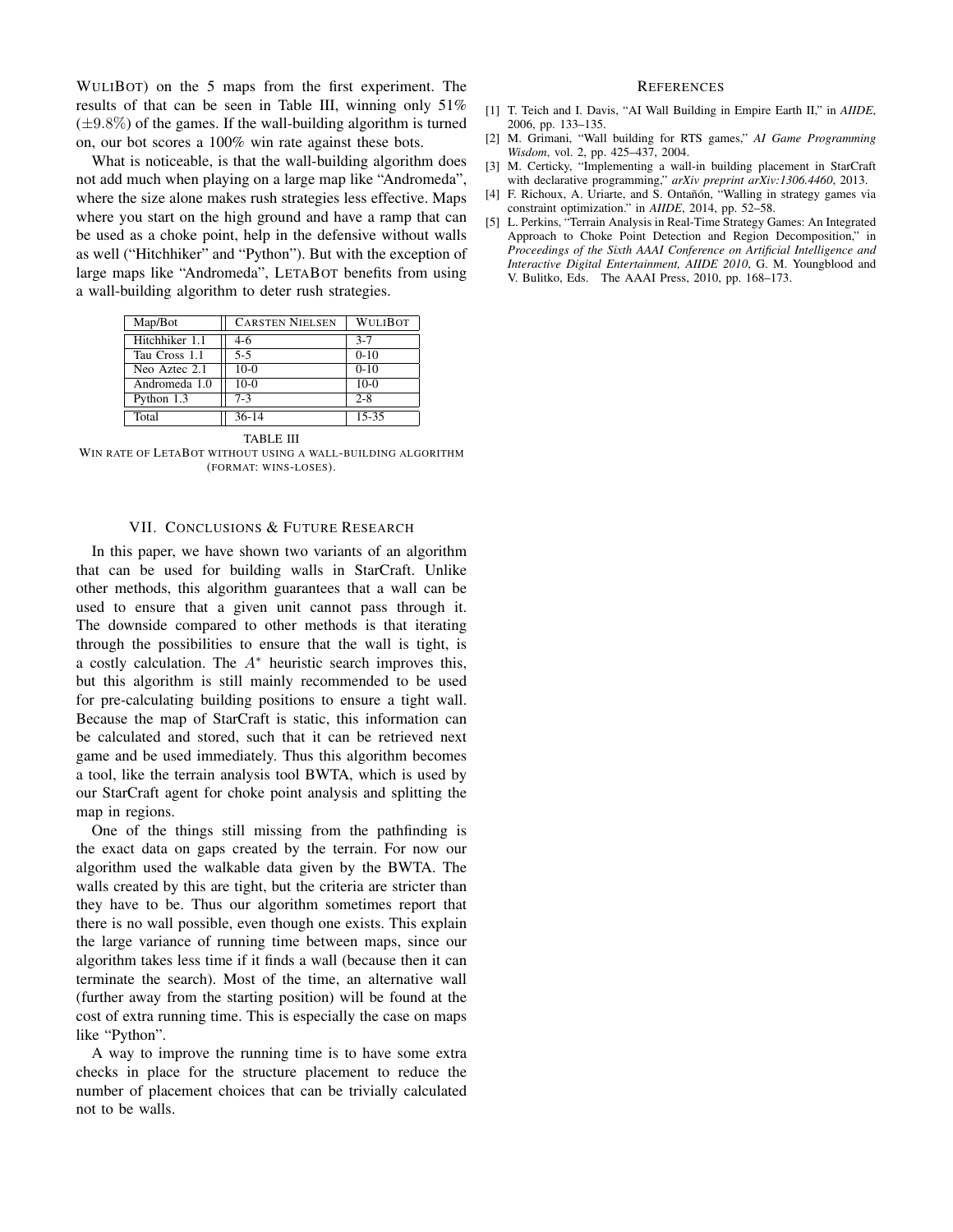WULIBOT) on the 5 maps from the first experiment. The results of that can be seen in Table III, winning only 51% ($\pm 9.8\%$) of the games. If the wall-building algorithm is turned on, our bot scores a 100% win rate against these bots.

What is noticeable, is that the wall-building algorithm does not add much when playing on a large map like "Andromeda", where the size alone makes rush strategies less effective. Maps where you start on the high ground and have a ramp that can be used as a choke point, help in the defensive without walls as well ("Hitchhiker" and "Python"). But with the exception of large maps like "Andromeda", LETABOT benefits from using a wall-building algorithm to deter rush strategies.

| Map/Bot | CARSTEN NIELSEN | WULIBOT |
|---|---|---|
| Hitchhiker 1.1 | 4-6 | 3-7 |
| Tau Cross 1.1 | 5-5 | 0-10 |
| Neo Aztec 2.1 | 10-0 | 0-10 |
| Andromeda 1.0 | 10-0 | 10-0 |
| Python 1.3 | 7-3 | 2-8 |
| Total | 36-14 | 15-35 |

TABLE III
WIN RATE OF LETABOT WITHOUT USING A WALL-BUILDING ALGORITHM (FORMAT: WINS-LOSES).

## VII. CONCLUSIONS & FUTURE RESEARCH

In this paper, we have shown two variants of an algorithm that can be used for building walls in StarCraft. Unlike other methods, this algorithm guarantees that a wall can be used to ensure that a given unit cannot pass through it. The downside compared to other methods is that iterating through the possibilities to ensure that the wall is tight, is a costly calculation. The $A^*$ heuristic search improves this, but this algorithm is still mainly recommended to be used for pre-calculating building positions to ensure a tight wall. Because the map of StarCraft is static, this information can be calculated and stored, such that it can be retrieved next game and be used immediately. Thus this algorithm becomes a tool, like the terrain analysis tool BWTA, which is used by our StarCraft agent for choke point analysis and splitting the map in regions.

One of the things still missing from the pathfinding is the exact data on gaps created by the terrain. For now our algorithm used the walkable data given by the BWTA. The walls created by this are tight, but the criteria are stricter than they have to be. Thus our algorithm sometimes report that there is no wall possible, even though one exists. This explain the large variance of running time between maps, since our algorithm takes less time if it finds a wall (because then it can terminate the search). Most of the time, an alternative wall (further away from the starting position) will be found at the cost of extra running time. This is especially the case on maps like "Python".

A way to improve the running time is to have some extra checks in place for the structure placement to reduce the number of placement choices that can be trivially calculated not to be walls.

## REFERENCES

[1] T. Teich and I. Davis, "AI Wall Building in Empire Earth II," in *AIIDE*, 2006, pp. 133–135.

[2] M. Grimani, "Wall building for RTS games," *AI Game Programming Wisdom*, vol. 2, pp. 425–437, 2004.

[3] M. Certicky, "Implementing a wall-in building placement in StarCraft with declarative programming," *arXiv preprint arXiv:1306.4460*, 2013.

[4] F. Richoux, A. Uriarte, and S. Ontañón, "Walling in strategy games via constraint optimization." in *AIIDE*, 2014, pp. 52–58.

[5] L. Perkins, "Terrain Analysis in Real-Time Strategy Games: An Integrated Approach to Choke Point Detection and Region Decomposition," in *Proceedings of the Sixth AAAI Conference on Artificial Intelligence and Interactive Digital Entertainment, AIIDE 2010*, G. M. Youngblood and V. Bulitko, Eds. The AAAI Press, 2010, pp. 168–173.